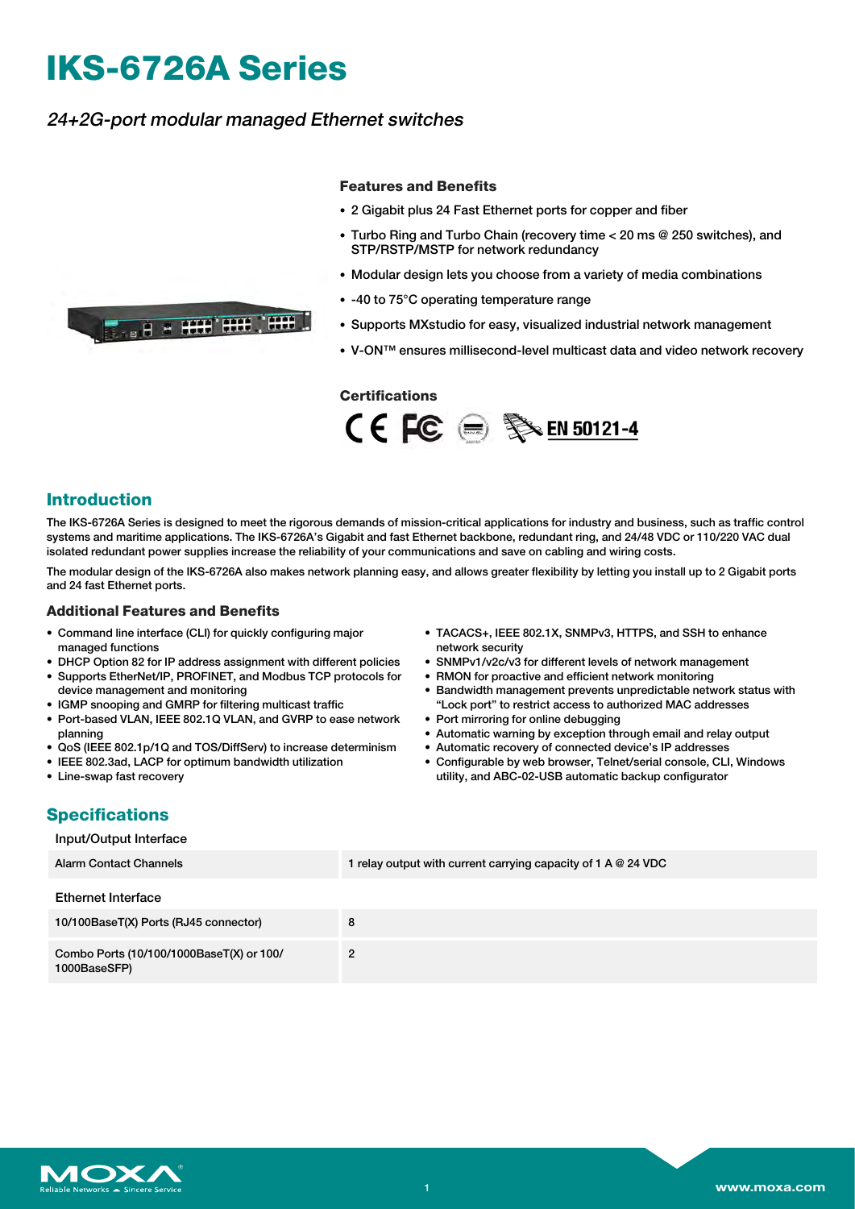# IKS-6726A Series

*24+2G-port modular managed Ethernet switches*

### Features and Benefits

- 2 Gigabit plus 24 Fast Ethernet ports for copper and fiber
- Turbo Ring and Turbo Chain (recovery time < 20 ms @ 250 switches), and STP/RSTP/MSTP for network redundancy
- Modular design lets you choose from a variety of media combinations
- -40 to 75°C operating temperature range
- Supports MXstudio for easy, visualized industrial network management
- V-ON™ ensures millisecond-level multicast data and video network recovery

### Certifications

EN 50121-4

## Introduction

The IKS-6726A Series is designed to meet the rigorous demands of mission-critical applications for industry and business, such as traffic control systems and maritime applications. The IKS-6726A's Gigabit and fast Ethernet backbone, redundant ring, and 24/48 VDC or 110/220 VAC dual isolated redundant power supplies increase the reliability of your communications and save on cabling and wiring costs.

The modular design of the IKS-6726A also makes network planning easy, and allows greater flexibility by letting you install up to 2 Gigabit ports and 24 fast Ethernet ports.

### Additional Features and Benefits

- Command line interface (CLI) for quickly configuring major managed functions
- DHCP Option 82 for IP address assignment with different policies
- Supports EtherNet/IP, PROFINET, and Modbus TCP protocols for device management and monitoring
- IGMP snooping and GMRP for filtering multicast traffic
- Port-based VLAN, IEEE 802.1Q VLAN, and GVRP to ease network planning
- QoS (IEEE 802.1p/1Q and TOS/DiffServ) to increase determinism
- IEEE 802.3ad, LACP for optimum bandwidth utilization
- Line-swap fast recovery
- TACACS+, IEEE 802.1X, SNMPv3, HTTPS, and SSH to enhance network security
- SNMPv1/v2c/v3 for different levels of network management
- RMON for proactive and efficient network monitoring
- Bandwidth management prevents unpredictable network status with "Lock port" to restrict access to authorized MAC addresses
- Port mirroring for online debugging
- Automatic warning by exception through email and relay output
- Automatic recovery of connected device's IP addresses
- Configurable by web browser, Telnet/serial console, CLI, Windows utility, and ABC-02-USB automatic backup configurator

## Specifications

### Input/Output Interface

| | |
|---|---|
| Alarm Contact Channels | 1 relay output with current carrying capacity of 1 A @ 24 VDC |

### Ethernet Interface

| | |
|---|---|
| 10/100BaseT(X) Ports (RJ45 connector) | 8 |
| Combo Ports (10/100/1000BaseT(X) or 100/1000BaseSFP) | 2 |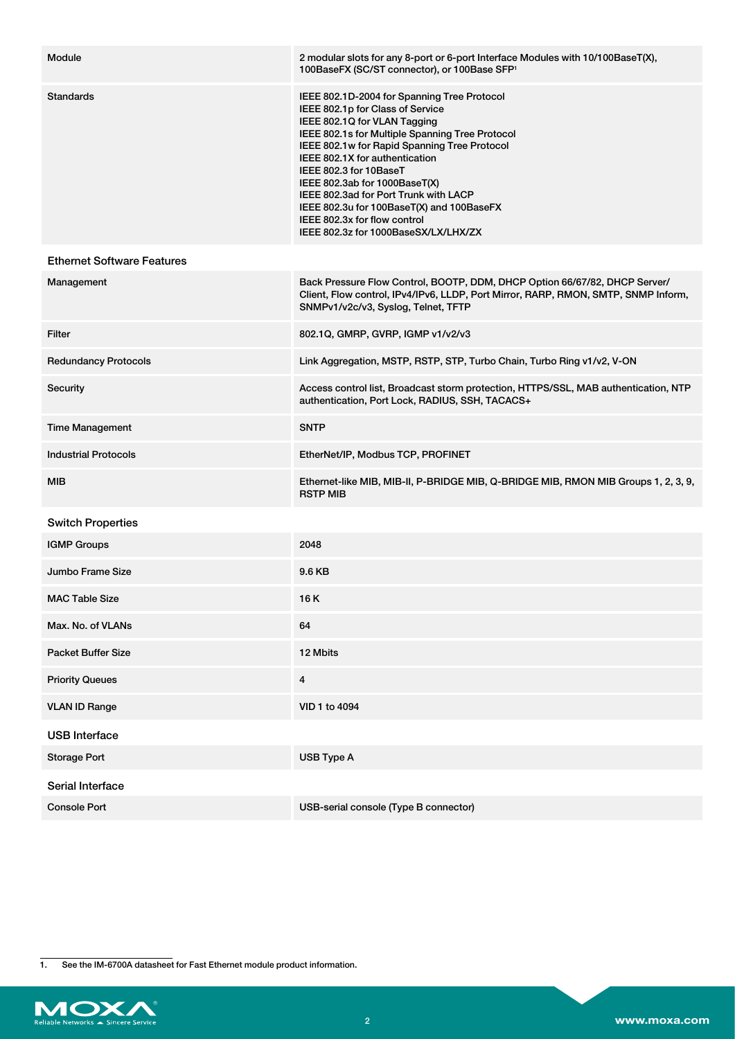| | |
|---|---|
| Module | 2 modular slots for any 8-port or 6-port Interface Modules with 10/100BaseT(X), 100BaseFX (SC/ST connector), or 100Base SFP[1] |
| Standards | IEEE 802.1D-2004 for Spanning Tree Protocol<br>IEEE 802.1p for Class of Service<br>IEEE 802.1Q for VLAN Tagging<br>IEEE 802.1s for Multiple Spanning Tree Protocol<br>IEEE 802.1w for Rapid Spanning Tree Protocol<br>IEEE 802.1X for authentication<br>IEEE 802.3 for 10BaseT<br>IEEE 802.3ab for 1000BaseT(X)<br>IEEE 802.3ad for Port Trunk with LACP<br>IEEE 802.3u for 100BaseT(X) and 100BaseFX<br>IEEE 802.3x for flow control<br>IEEE 802.3z for 1000BaseSX/LX/LHX/ZX |

### Ethernet Software Features

| | |
|---|---|
| Management | Back Pressure Flow Control, BOOTP, DDM, DHCP Option 66/67/82, DHCP Server/Client, Flow control, IPv4/IPv6, LLDP, Port Mirror, RARP, RMON, SMTP, SNMP Inform, SNMPv1/v2c/v3, Syslog, Telnet, TFTP |
| Filter | 802.1Q, GMRP, GVRP, IGMP v1/v2/v3 |
| Redundancy Protocols | Link Aggregation, MSTP, RSTP, STP, Turbo Chain, Turbo Ring v1/v2, V-ON |
| Security | Access control list, Broadcast storm protection, HTTPS/SSL, MAB authentication, NTP authentication, Port Lock, RADIUS, SSH, TACACS+ |
| Time Management | SNTP |
| Industrial Protocols | EtherNet/IP, Modbus TCP, PROFINET |
| MIB | Ethernet-like MIB, MIB-II, P-BRIDGE MIB, Q-BRIDGE MIB, RMON MIB Groups 1, 2, 3, 9, RSTP MIB |

### Switch Properties

| | |
|---|---|
| IGMP Groups | 2048 |
| Jumbo Frame Size | 9.6 KB |
| MAC Table Size | 16 K |
| Max. No. of VLANs | 64 |
| Packet Buffer Size | 12 Mbits |
| Priority Queues | 4 |
| VLAN ID Range | VID 1 to 4094 |

### USB Interface

| | |
|---|---|
| Storage Port | USB Type A |

### Serial Interface

| | |
|---|---|
| Console Port | USB-serial console (Type B connector) |

1. See the IM-6700A datasheet for Fast Ethernet module product information.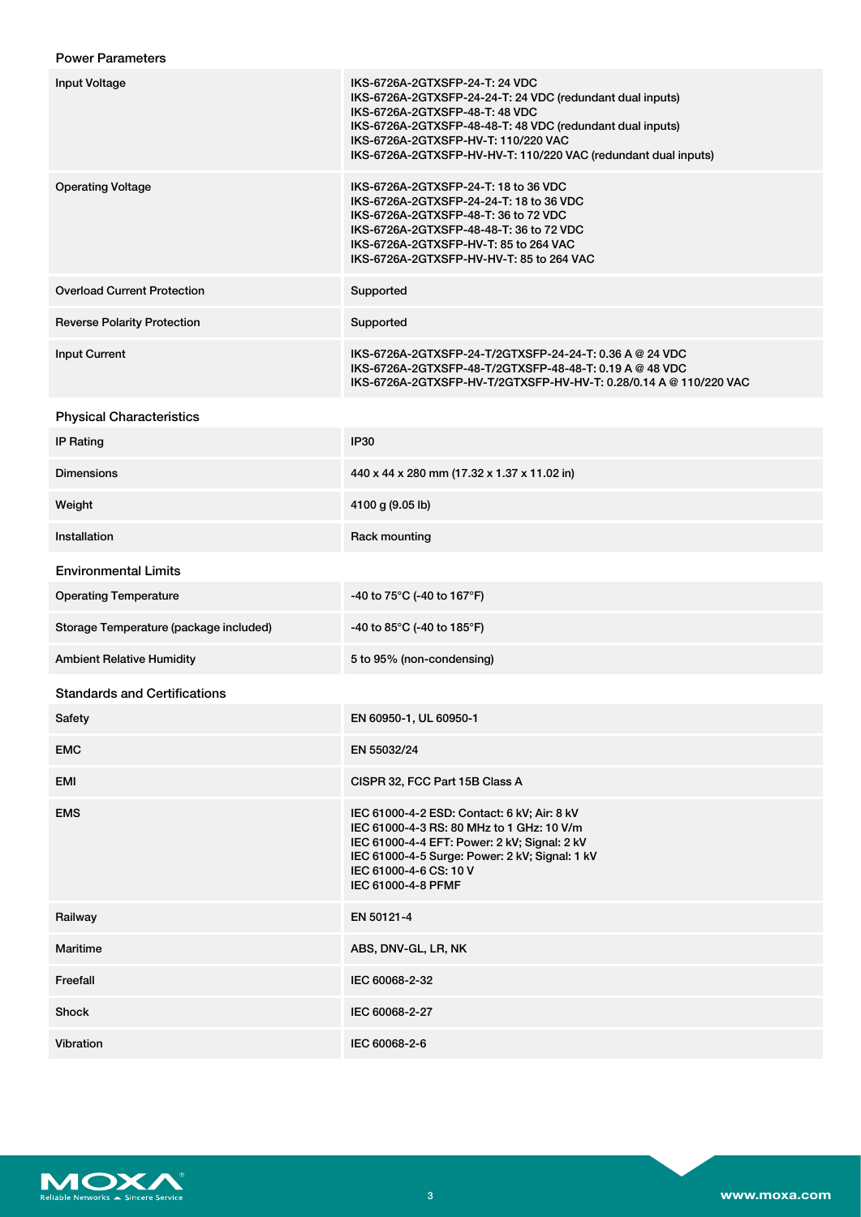### Power Parameters

| | |
|---|---|
| Input Voltage | IKS-6726A-2GTXSFP-24-T: 24 VDC<br>IKS-6726A-2GTXSFP-24-24-T: 24 VDC (redundant dual inputs)<br>IKS-6726A-2GTXSFP-48-T: 48 VDC<br>IKS-6726A-2GTXSFP-48-48-T: 48 VDC (redundant dual inputs)<br>IKS-6726A-2GTXSFP-HV-T: 110/220 VAC<br>IKS-6726A-2GTXSFP-HV-HV-T: 110/220 VAC (redundant dual inputs) |
| Operating Voltage | IKS-6726A-2GTXSFP-24-T: 18 to 36 VDC<br>IKS-6726A-2GTXSFP-24-24-T: 18 to 36 VDC<br>IKS-6726A-2GTXSFP-48-T: 36 to 72 VDC<br>IKS-6726A-2GTXSFP-48-48-T: 36 to 72 VDC<br>IKS-6726A-2GTXSFP-HV-T: 85 to 264 VAC<br>IKS-6726A-2GTXSFP-HV-HV-T: 85 to 264 VAC |
| Overload Current Protection | Supported |
| Reverse Polarity Protection | Supported |
| Input Current | IKS-6726A-2GTXSFP-24-T/2GTXSFP-24-24-T: 0.36 A @ 24 VDC<br>IKS-6726A-2GTXSFP-48-T/2GTXSFP-48-48-T: 0.19 A @ 48 VDC<br>IKS-6726A-2GTXSFP-HV-T/2GTXSFP-HV-HV-T: 0.28/0.14 A @ 110/220 VAC |

### Physical Characteristics

| | |
|---|---|
| IP Rating | IP30 |
| Dimensions | 440 x 44 x 280 mm (17.32 x 1.37 x 11.02 in) |
| Weight | 4100 g (9.05 lb) |
| Installation | Rack mounting |

### Environmental Limits

| | |
|---|---|
| Operating Temperature | -40 to 75°C (-40 to 167°F) |
| Storage Temperature (package included) | -40 to 85°C (-40 to 185°F) |
| Ambient Relative Humidity | 5 to 95% (non-condensing) |

### Standards and Certifications

| | |
|---|---|
| Safety | EN 60950-1, UL 60950-1 |
| EMC | EN 55032/24 |
| EMI | CISPR 32, FCC Part 15B Class A |
| EMS | IEC 61000-4-2 ESD: Contact: 6 kV; Air: 8 kV<br>IEC 61000-4-3 RS: 80 MHz to 1 GHz: 10 V/m<br>IEC 61000-4-4 EFT: Power: 2 kV; Signal: 2 kV<br>IEC 61000-4-5 Surge: Power: 2 kV; Signal: 1 kV<br>IEC 61000-4-6 CS: 10 V<br>IEC 61000-4-8 PFMF |
| Railway | EN 50121-4 |
| Maritime | ABS, DNV-GL, LR, NK |
| Freefall | IEC 60068-2-32 |
| Shock | IEC 60068-2-27 |
| Vibration | IEC 60068-2-6 |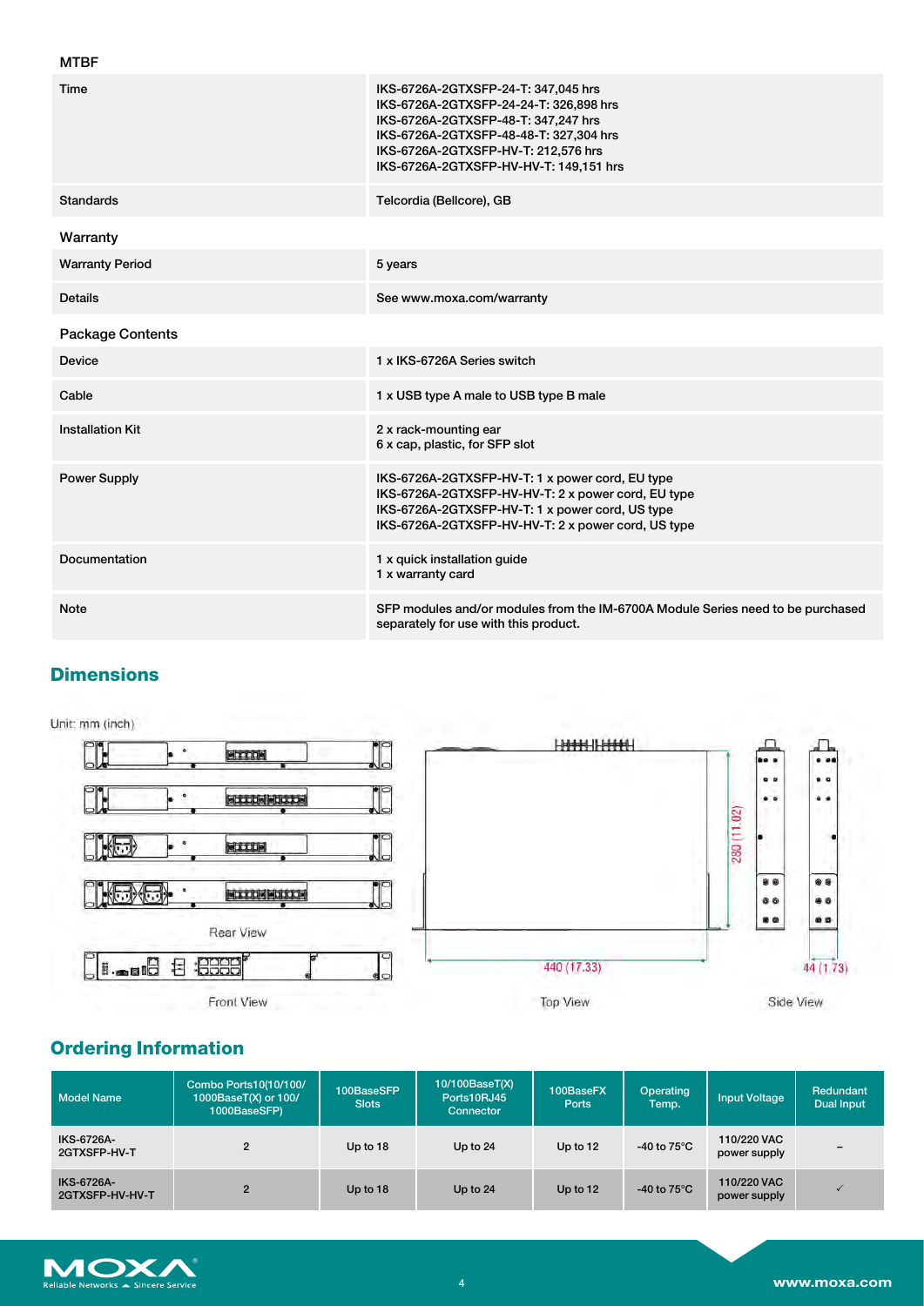### MTBF

| | |
|---|---|
| Time | IKS-6726A-2GTXSFP-24-T: 347,045 hrs<br>IKS-6726A-2GTXSFP-24-24-T: 326,898 hrs<br>IKS-6726A-2GTXSFP-48-T: 347,247 hrs<br>IKS-6726A-2GTXSFP-48-48-T: 327,304 hrs<br>IKS-6726A-2GTXSFP-HV-T: 212,576 hrs<br>IKS-6726A-2GTXSFP-HV-HV-T: 149,151 hrs |
| Standards | Telcordia (Bellcore), GB |

### Warranty

| | |
|---|---|
| Warranty Period | 5 years |
| Details | See www.moxa.com/warranty |

### Package Contents

| | |
|---|---|
| Device | 1 x IKS-6726A Series switch |
| Cable | 1 x USB type A male to USB type B male |
| Installation Kit | 2 x rack-mounting ear<br>6 x cap, plastic, for SFP slot |
| Power Supply | IKS-6726A-2GTXSFP-HV-T: 1 x power cord, EU type<br>IKS-6726A-2GTXSFP-HV-HV-T: 2 x power cord, EU type<br>IKS-6726A-2GTXSFP-HV-T: 1 x power cord, US type<br>IKS-6726A-2GTXSFP-HV-HV-T: 2 x power cord, US type |
| Documentation | 1 x quick installation guide<br>1 x warranty card |
| Note | SFP modules and/or modules from the IM-6700A Module Series need to be purchased separately for use with this product. |

## Dimensions

Unit: mm (inch)

Rear View

Front View

Top View

Side View

440 (17.33)

280 (11.02)

44 (1.73)

## Ordering Information

| Model Name | Combo Ports10(10/100/1000BaseT(X) or 100/1000BaseSFP) | 100BaseSFP Slots | 10/100BaseT(X) Ports10RJ45 Connector | 100BaseFX Ports | Operating Temp. | Input Voltage | Redundant Dual Input |
|---|---|---|---|---|---|---|---|
| IKS-6726A-2GTXSFP-HV-T | 2 | Up to 18 | Up to 24 | Up to 12 | -40 to 75°C | 110/220 VAC power supply | – |
| IKS-6726A-2GTXSFP-HV-HV-T | 2 | Up to 18 | Up to 24 | Up to 12 | -40 to 75°C | 110/220 VAC power supply | ✓ |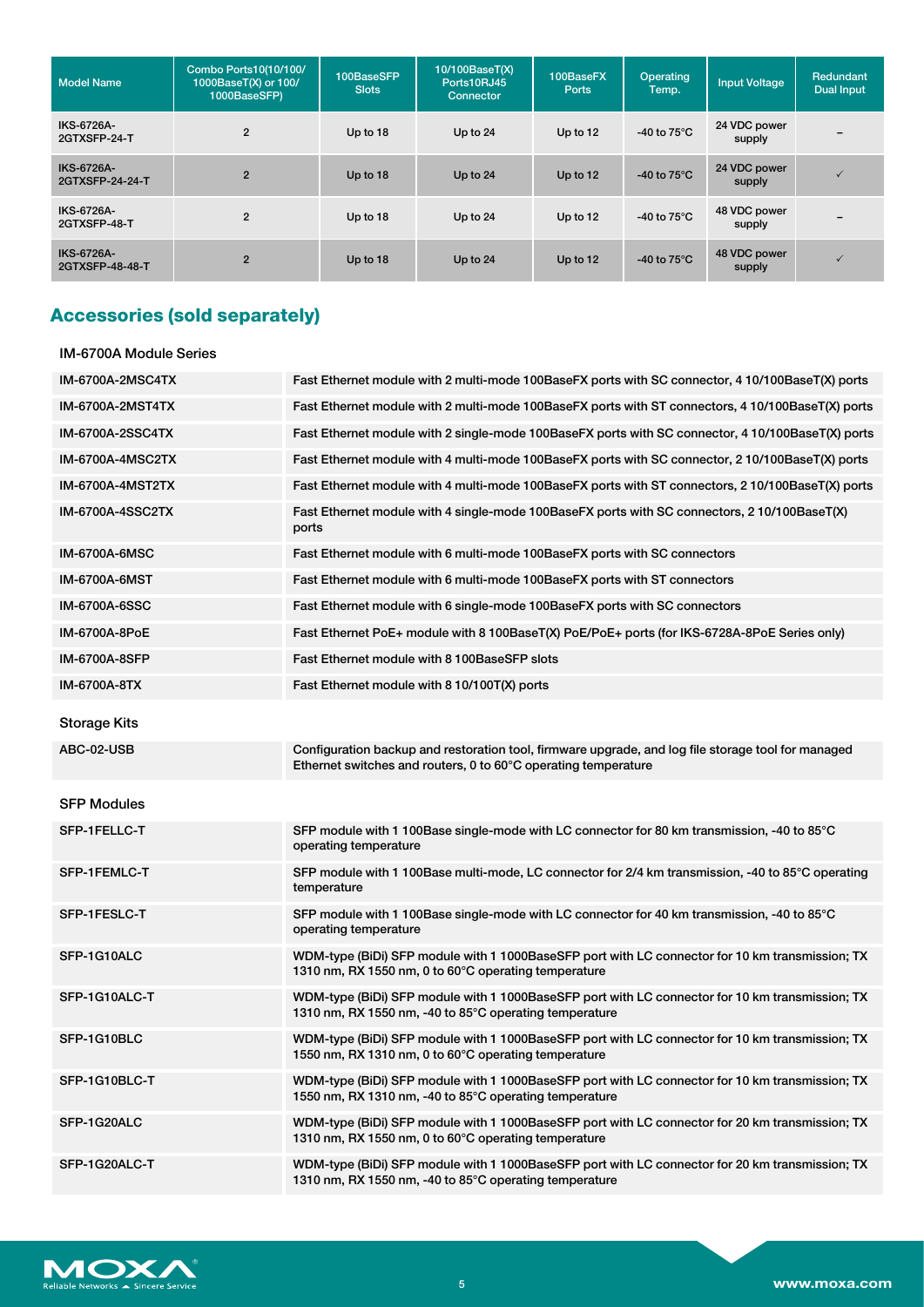| Model Name | Combo Ports10(10/100/ 1000BaseT(X) or 100/ 1000BaseSFP) | 100BaseSFP Slots | 10/100BaseT(X) Ports10RJ45 Connector | 100BaseFX Ports | Operating Temp. | Input Voltage | Redundant Dual Input |
|---|---|---|---|---|---|---|---|
| IKS-6726A-2GTXSFP-24-T | 2 | Up to 18 | Up to 24 | Up to 12 | -40 to 75°C | 24 VDC power supply | – |
| IKS-6726A-2GTXSFP-24-24-T | 2 | Up to 18 | Up to 24 | Up to 12 | -40 to 75°C | 24 VDC power supply | ✓ |
| IKS-6726A-2GTXSFP-48-T | 2 | Up to 18 | Up to 24 | Up to 12 | -40 to 75°C | 48 VDC power supply | – |
| IKS-6726A-2GTXSFP-48-48-T | 2 | Up to 18 | Up to 24 | Up to 12 | -40 to 75°C | 48 VDC power supply | ✓ |

## Accessories (sold separately)

### IM-6700A Module Series

| | |
|---|---|
| IM-6700A-2MSC4TX | Fast Ethernet module with 2 multi-mode 100BaseFX ports with SC connector, 4 10/100BaseT(X) ports |
| IM-6700A-2MST4TX | Fast Ethernet module with 2 multi-mode 100BaseFX ports with ST connectors, 4 10/100BaseT(X) ports |
| IM-6700A-2SSC4TX | Fast Ethernet module with 2 single-mode 100BaseFX ports with SC connector, 4 10/100BaseT(X) ports |
| IM-6700A-4MSC2TX | Fast Ethernet module with 4 multi-mode 100BaseFX ports with SC connector, 2 10/100BaseT(X) ports |
| IM-6700A-4MST2TX | Fast Ethernet module with 4 multi-mode 100BaseFX ports with ST connectors, 2 10/100BaseT(X) ports |
| IM-6700A-4SSC2TX | Fast Ethernet module with 4 single-mode 100BaseFX ports with SC connectors, 2 10/100BaseT(X) ports |
| IM-6700A-6MSC | Fast Ethernet module with 6 multi-mode 100BaseFX ports with SC connectors |
| IM-6700A-6MST | Fast Ethernet module with 6 multi-mode 100BaseFX ports with ST connectors |
| IM-6700A-6SSC | Fast Ethernet module with 6 single-mode 100BaseFX ports with SC connectors |
| IM-6700A-8PoE | Fast Ethernet PoE+ module with 8 100BaseT(X) PoE/PoE+ ports (for IKS-6728A-8PoE Series only) |
| IM-6700A-8SFP | Fast Ethernet module with 8 100BaseSFP slots |
| IM-6700A-8TX | Fast Ethernet module with 8 10/100T(X) ports |

### Storage Kits

| | |
|---|---|
| ABC-02-USB | Configuration backup and restoration tool, firmware upgrade, and log file storage tool for managed Ethernet switches and routers, 0 to 60°C operating temperature |

### SFP Modules

| | |
|---|---|
| SFP-1FELLC-T | SFP module with 1 100Base single-mode with LC connector for 80 km transmission, -40 to 85°C operating temperature |
| SFP-1FEMLC-T | SFP module with 1 100Base multi-mode, LC connector for 2/4 km transmission, -40 to 85°C operating temperature |
| SFP-1FESLC-T | SFP module with 1 100Base single-mode with LC connector for 40 km transmission, -40 to 85°C operating temperature |
| SFP-1G10ALC | WDM-type (BiDi) SFP module with 1 1000BaseSFP port with LC connector for 10 km transmission; TX 1310 nm, RX 1550 nm, 0 to 60°C operating temperature |
| SFP-1G10ALC-T | WDM-type (BiDi) SFP module with 1 1000BaseSFP port with LC connector for 10 km transmission; TX 1310 nm, RX 1550 nm, -40 to 85°C operating temperature |
| SFP-1G10BLC | WDM-type (BiDi) SFP module with 1 1000BaseSFP port with LC connector for 10 km transmission; TX 1550 nm, RX 1310 nm, 0 to 60°C operating temperature |
| SFP-1G10BLC-T | WDM-type (BiDi) SFP module with 1 1000BaseSFP port with LC connector for 10 km transmission; TX 1550 nm, RX 1310 nm, -40 to 85°C operating temperature |
| SFP-1G20ALC | WDM-type (BiDi) SFP module with 1 1000BaseSFP port with LC connector for 20 km transmission; TX 1310 nm, RX 1550 nm, 0 to 60°C operating temperature |
| SFP-1G20ALC-T | WDM-type (BiDi) SFP module with 1 1000BaseSFP port with LC connector for 20 km transmission; TX 1310 nm, RX 1550 nm, -40 to 85°C operating temperature |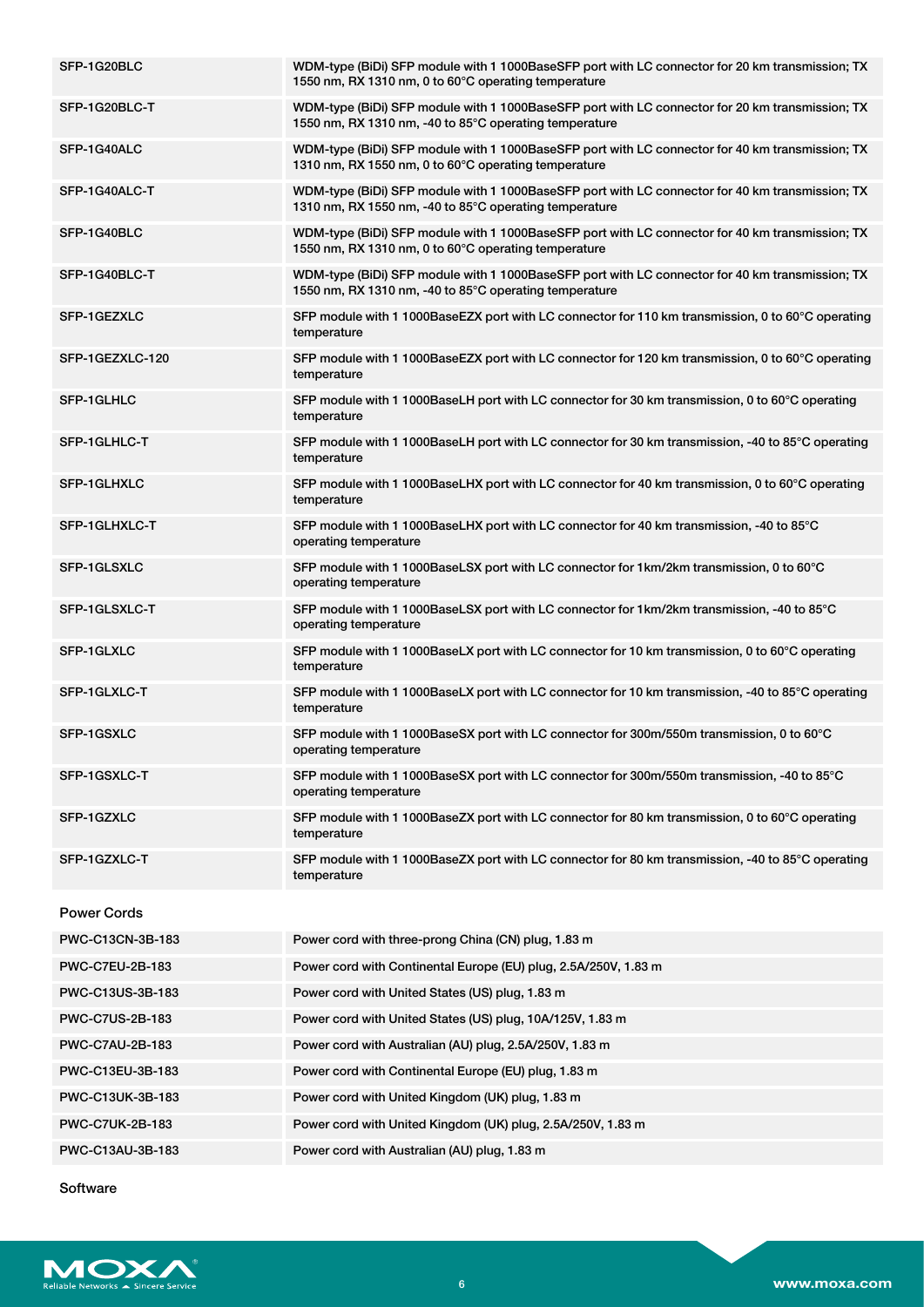| | |
|---|---|
| SFP-1G20BLC | WDM-type (BiDi) SFP module with 1 1000BaseSFP port with LC connector for 20 km transmission; TX 1550 nm, RX 1310 nm, 0 to 60°C operating temperature |
| SFP-1G20BLC-T | WDM-type (BiDi) SFP module with 1 1000BaseSFP port with LC connector for 20 km transmission; TX 1550 nm, RX 1310 nm, -40 to 85°C operating temperature |
| SFP-1G40ALC | WDM-type (BiDi) SFP module with 1 1000BaseSFP port with LC connector for 40 km transmission; TX 1310 nm, RX 1550 nm, 0 to 60°C operating temperature |
| SFP-1G40ALC-T | WDM-type (BiDi) SFP module with 1 1000BaseSFP port with LC connector for 40 km transmission; TX 1310 nm, RX 1550 nm, -40 to 85°C operating temperature |
| SFP-1G40BLC | WDM-type (BiDi) SFP module with 1 1000BaseSFP port with LC connector for 40 km transmission; TX 1550 nm, RX 1310 nm, 0 to 60°C operating temperature |
| SFP-1G40BLC-T | WDM-type (BiDi) SFP module with 1 1000BaseSFP port with LC connector for 40 km transmission; TX 1550 nm, RX 1310 nm, -40 to 85°C operating temperature |
| SFP-1GEZXLC | SFP module with 1 1000BaseEZX port with LC connector for 110 km transmission, 0 to 60°C operating temperature |
| SFP-1GEZXLC-120 | SFP module with 1 1000BaseEZX port with LC connector for 120 km transmission, 0 to 60°C operating temperature |
| SFP-1GLHLC | SFP module with 1 1000BaseLH port with LC connector for 30 km transmission, 0 to 60°C operating temperature |
| SFP-1GLHLC-T | SFP module with 1 1000BaseLH port with LC connector for 30 km transmission, -40 to 85°C operating temperature |
| SFP-1GLHXLC | SFP module with 1 1000BaseLHX port with LC connector for 40 km transmission, 0 to 60°C operating temperature |
| SFP-1GLHXLC-T | SFP module with 1 1000BaseLHX port with LC connector for 40 km transmission, -40 to 85°C operating temperature |
| SFP-1GLSXLC | SFP module with 1 1000BaseLSX port with LC connector for 1km/2km transmission, 0 to 60°C operating temperature |
| SFP-1GLSXLC-T | SFP module with 1 1000BaseLSX port with LC connector for 1km/2km transmission, -40 to 85°C operating temperature |
| SFP-1GLXLC | SFP module with 1 1000BaseLX port with LC connector for 10 km transmission, 0 to 60°C operating temperature |
| SFP-1GLXLC-T | SFP module with 1 1000BaseLX port with LC connector for 10 km transmission, -40 to 85°C operating temperature |
| SFP-1GSXLC | SFP module with 1 1000BaseSX port with LC connector for 300m/550m transmission, 0 to 60°C operating temperature |
| SFP-1GSXLC-T | SFP module with 1 1000BaseSX port with LC connector for 300m/550m transmission, -40 to 85°C operating temperature |
| SFP-1GZXLC | SFP module with 1 1000BaseZX port with LC connector for 80 km transmission, 0 to 60°C operating temperature |
| SFP-1GZXLC-T | SFP module with 1 1000BaseZX port with LC connector for 80 km transmission, -40 to 85°C operating temperature |

### Power Cords

| | |
|---|---|
| PWC-C13CN-3B-183 | Power cord with three-prong China (CN) plug, 1.83 m |
| PWC-C7EU-2B-183 | Power cord with Continental Europe (EU) plug, 2.5A/250V, 1.83 m |
| PWC-C13US-3B-183 | Power cord with United States (US) plug, 1.83 m |
| PWC-C7US-2B-183 | Power cord with United States (US) plug, 10A/125V, 1.83 m |
| PWC-C7AU-2B-183 | Power cord with Australian (AU) plug, 2.5A/250V, 1.83 m |
| PWC-C13EU-3B-183 | Power cord with Continental Europe (EU) plug, 1.83 m |
| PWC-C13UK-3B-183 | Power cord with United Kingdom (UK) plug, 1.83 m |
| PWC-C7UK-2B-183 | Power cord with United Kingdom (UK) plug, 2.5A/250V, 1.83 m |
| PWC-C13AU-3B-183 | Power cord with Australian (AU) plug, 1.83 m |

### Software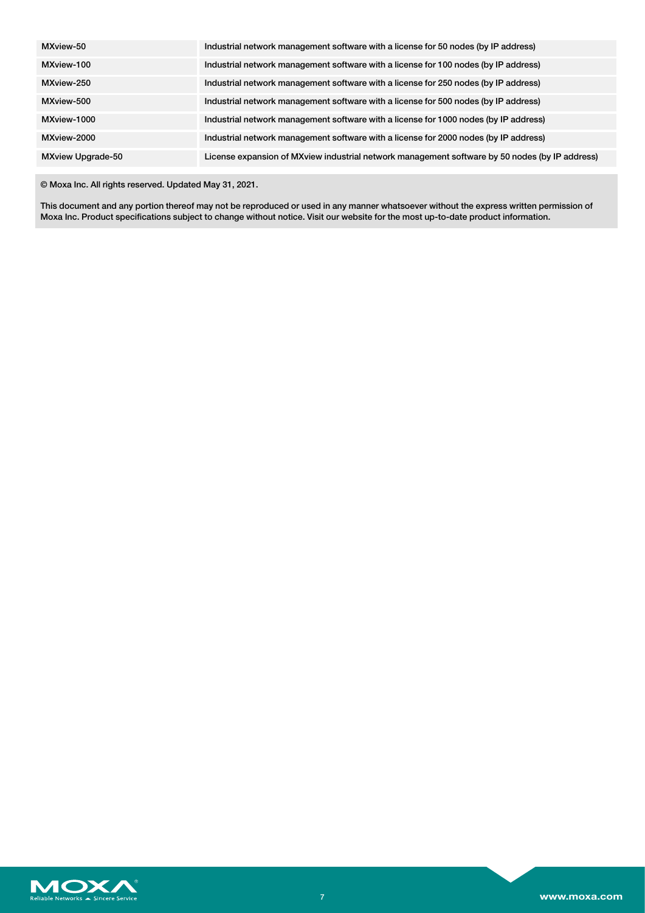| | |
|---|---|
| MXview-50 | Industrial network management software with a license for 50 nodes (by IP address) |
| MXview-100 | Industrial network management software with a license for 100 nodes (by IP address) |
| MXview-250 | Industrial network management software with a license for 250 nodes (by IP address) |
| MXview-500 | Industrial network management software with a license for 500 nodes (by IP address) |
| MXview-1000 | Industrial network management software with a license for 1000 nodes (by IP address) |
| MXview-2000 | Industrial network management software with a license for 2000 nodes (by IP address) |
| MXview Upgrade-50 | License expansion of MXview industrial network management software by 50 nodes (by IP address) |

© Moxa Inc. All rights reserved. Updated May 31, 2021.

This document and any portion thereof may not be reproduced or used in any manner whatsoever without the express written permission of Moxa Inc. Product specifications subject to change without notice. Visit our website for the most up-to-date product information.